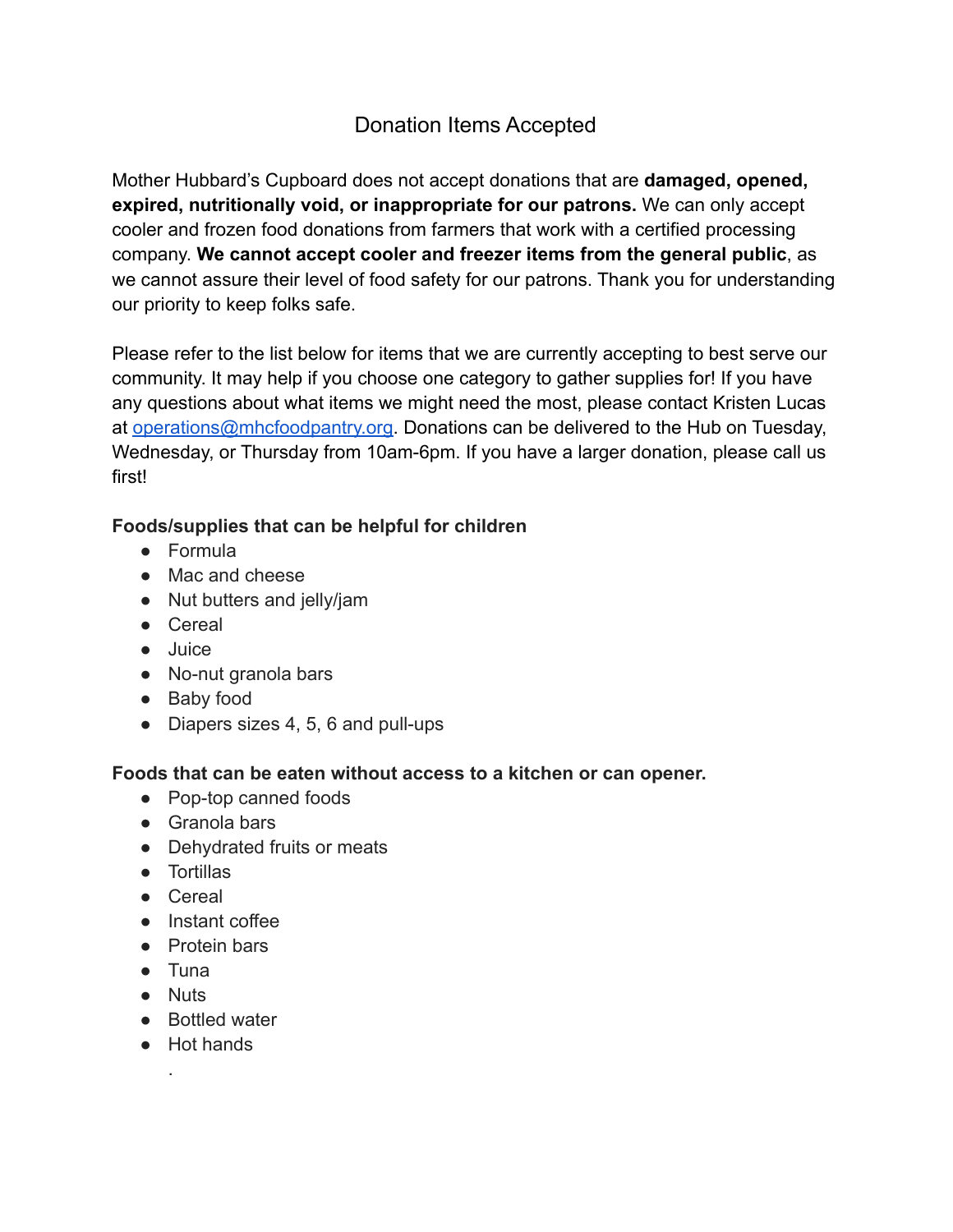# Donation Items Accepted

Mother Hubbard's Cupboard does not accept donations that are **damaged, opened, expired, nutritionally void, or inappropriate for our patrons.** We can only accept cooler and frozen food donations from farmers that work with a certified processing company. **We cannot accept cooler and freezer items from the general public**, as we cannot assure their level of food safety for our patrons. Thank you for understanding our priority to keep folks safe.

Please refer to the list below for items that we are currently accepting to best serve our community. It may help if you choose one category to gather supplies for! If you have any questions about what items we might need the most, please contact Kristen Lucas at operations@mhcfoodpantry.org. Donations can be delivered to the Hub on Tuesday, Wednesday, or Thursday from 10am-6pm. If you have a larger donation, please call us first!

**Foods/supplies that can be helpful for children**

- Formula
- Mac and cheese
- Nut butters and jelly/jam
- Cereal
- Juice
- No-nut granola bars
- Baby food
- Diapers sizes 4, 5, 6 and pull-ups

**Foods that can be eaten without access to a kitchen or can opener.**

- Pop-top canned foods
- Granola bars
- Dehydrated fruits or meats
- Tortillas
- Cereal
- Instant coffee
- Protein bars
- Tuna
- Nuts
- Bottled water
- Hot hands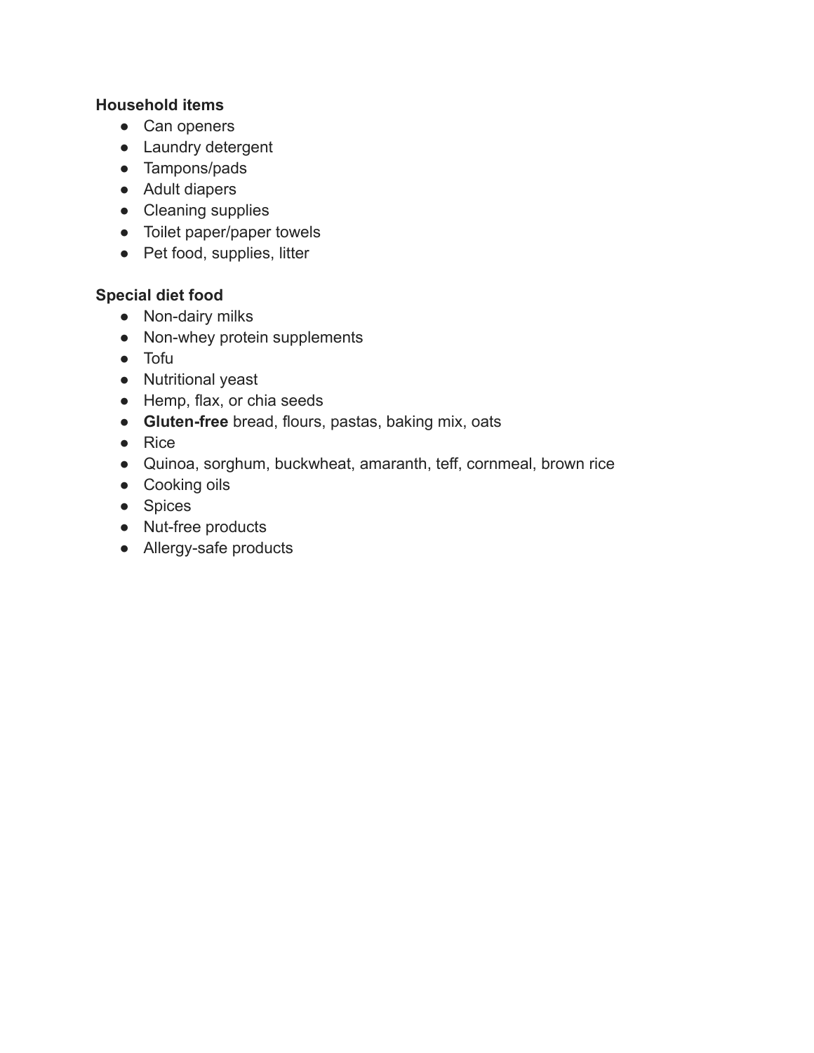**Household items**

- Can openers
- Laundry detergent
- Tampons/pads
- Adult diapers
- Cleaning supplies
- Toilet paper/paper towels
- Pet food, supplies, litter

**Special diet food**

- Non-dairy milks
- Non-whey protein supplements
- Tofu
- Nutritional yeast
- Hemp, flax, or chia seeds
- **Gluten-free** bread, flours, pastas, baking mix, oats
- Rice
- Quinoa, sorghum, buckwheat, amaranth, teff, cornmeal, brown rice
- Cooking oils
- Spices
- Nut-free products
- Allergy-safe products